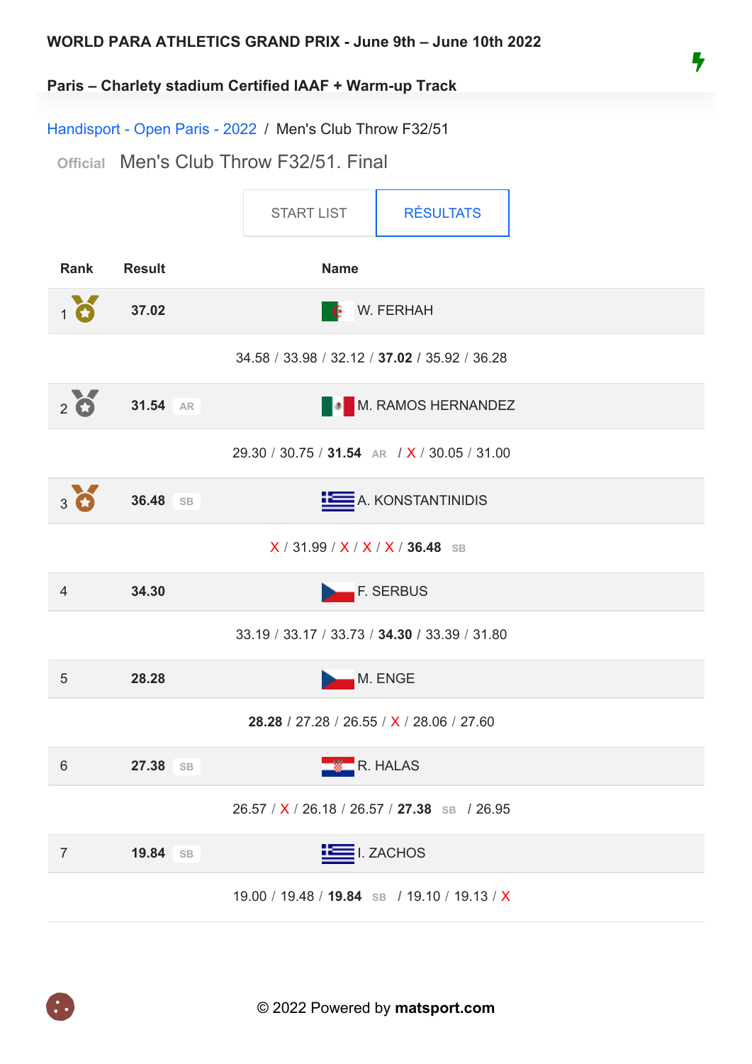**WORLD PARA ATHLETICS GRAND PRIX - June 9th – June 10th 2022**

**Paris – Charlety stadium Certified IAAF + Warm-up Track**

Handisport - Open Paris - 2022 / Men's Club Throw F32/51

Official Men's Club Throw F32/51. Final

START LIST | RÉSULTATS

| Rank | Result | Name |
|---|---|---|
| 1 | 37.02 | W. FERHAH |
| | 34.58 / 33.98 / 32.12 / **37.02** / 35.92 / 36.28 | |
| 2 | 31.54 AR | M. RAMOS HERNANDEZ |
| | 29.30 / 30.75 / **31.54** AR / X / 30.05 / 31.00 | |
| 3 | 36.48 SB | A. KONSTANTINIDIS |
| | X / 31.99 / X / X / X / **36.48** SB | |
| 4 | 34.30 | F. SERBUS |
| | 33.19 / 33.17 / 33.73 / **34.30** / 33.39 / 31.80 | |
| 5 | 28.28 | M. ENGE |
| | **28.28** / 27.28 / 26.55 / X / 28.06 / 27.60 | |
| 6 | 27.38 SB | R. HALAS |
| | 26.57 / X / 26.18 / 26.57 / **27.38** SB / 26.95 | |
| 7 | 19.84 SB | I. ZACHOS |
| | 19.00 / 19.48 / **19.84** SB / 19.10 / 19.13 / X | |

© 2022 Powered by **matsport.com**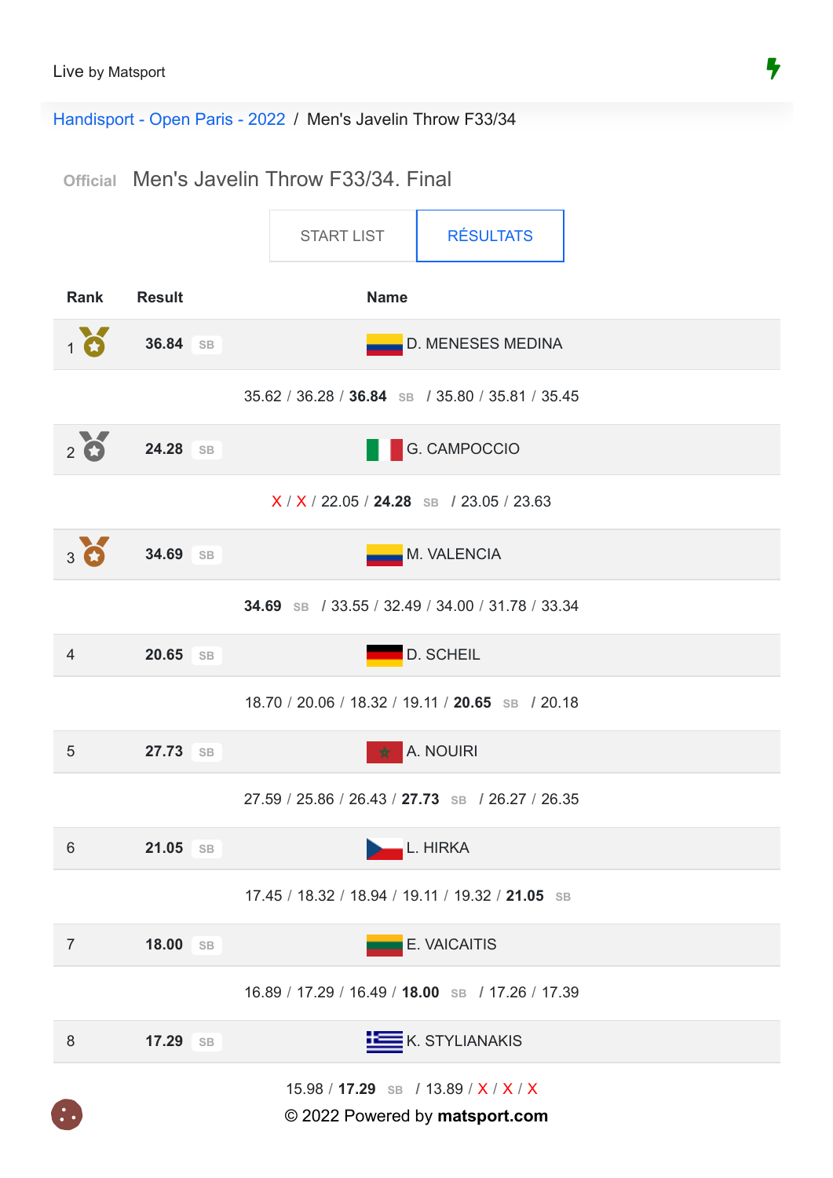Live by Matsport

Handisport - Open Paris - 2022 / Men's Javelin Throw F33/34

# Official Men's Javelin Throw F33/34. Final

START LIST | RÉSULTATS

| Rank | Result | Name |
|---|---|---|
| 1 | **36.84** SB | D. MENESES MEDINA |
| | 35.62 / 36.28 / **36.84** SB / 35.80 / 35.81 / 35.45 | |
| 2 | **24.28** SB | G. CAMPOCCIO |
| | X / X / 22.05 / **24.28** SB / 23.05 / 23.63 | |
| 3 | **34.69** SB | M. VALENCIA |
| | **34.69** SB / 33.55 / 32.49 / 34.00 / 31.78 / 33.34 | |
| 4 | **20.65** SB | D. SCHEIL |
| | 18.70 / 20.06 / 18.32 / 19.11 / **20.65** SB / 20.18 | |
| 5 | **27.73** SB | A. NOUIRI |
| | 27.59 / 25.86 / 26.43 / **27.73** SB / 26.27 / 26.35 | |
| 6 | **21.05** SB | L. HIRKA |
| | 17.45 / 18.32 / 18.94 / 19.11 / 19.32 / **21.05** SB | |
| 7 | **18.00** SB | E. VAICAITIS |
| | 16.89 / 17.29 / 16.49 / **18.00** SB / 17.26 / 17.39 | |
| 8 | **17.29** SB | K. STYLIANAKIS |
| | 15.98 / **17.29** SB / 13.89 / X / X / X | |

© 2022 Powered by **matsport.com**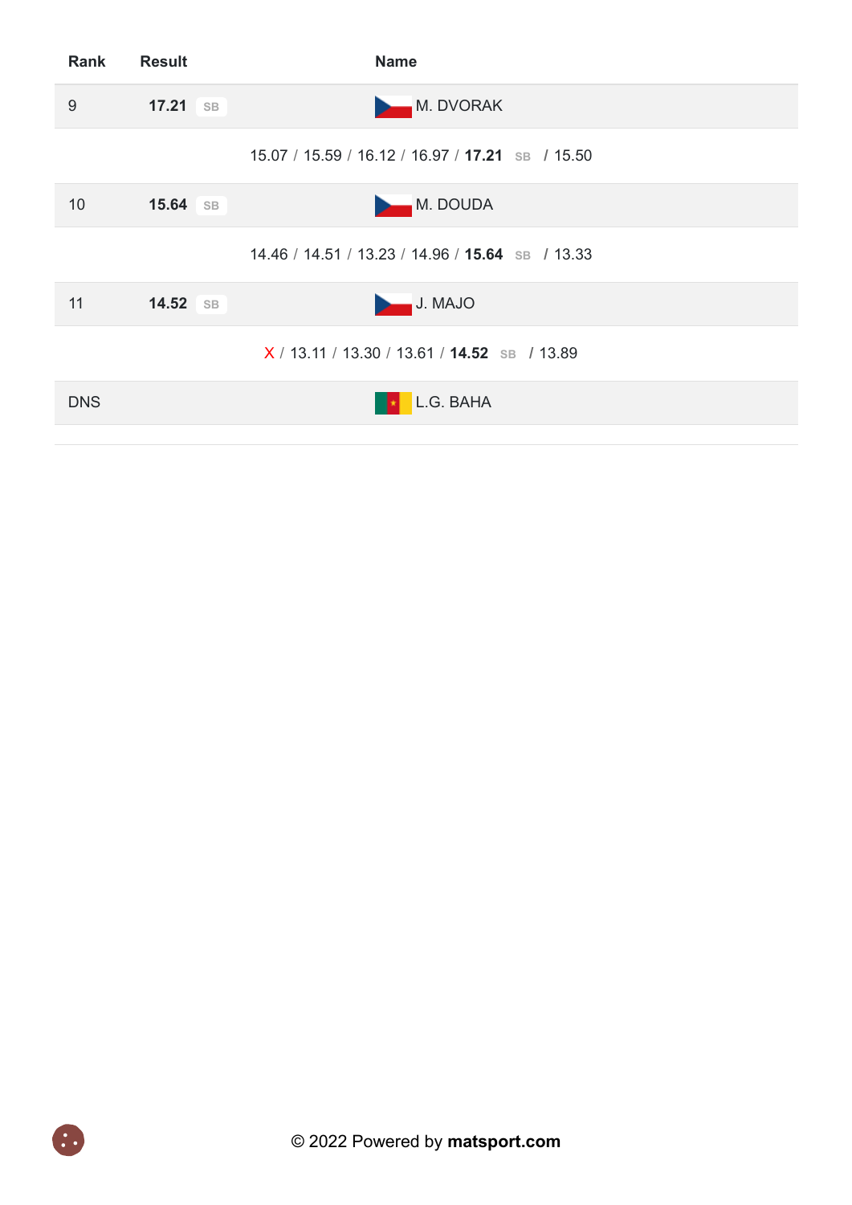| Rank | Result | Name |
|---|---|---|
| 9 | **17.21** SB | M. DVORAK |
| | 15.07 / 15.59 / 16.12 / 16.97 / **17.21** SB / 15.50 | |
| 10 | **15.64** SB | M. DOUDA |
| | 14.46 / 14.51 / 13.23 / 14.96 / **15.64** SB / 13.33 | |
| 11 | **14.52** SB | J. MAJO |
| | X / 13.11 / 13.30 / 13.61 / **14.52** SB / 13.89 | |
| DNS | | L.G. BAHA |

© 2022 Powered by **matsport.com**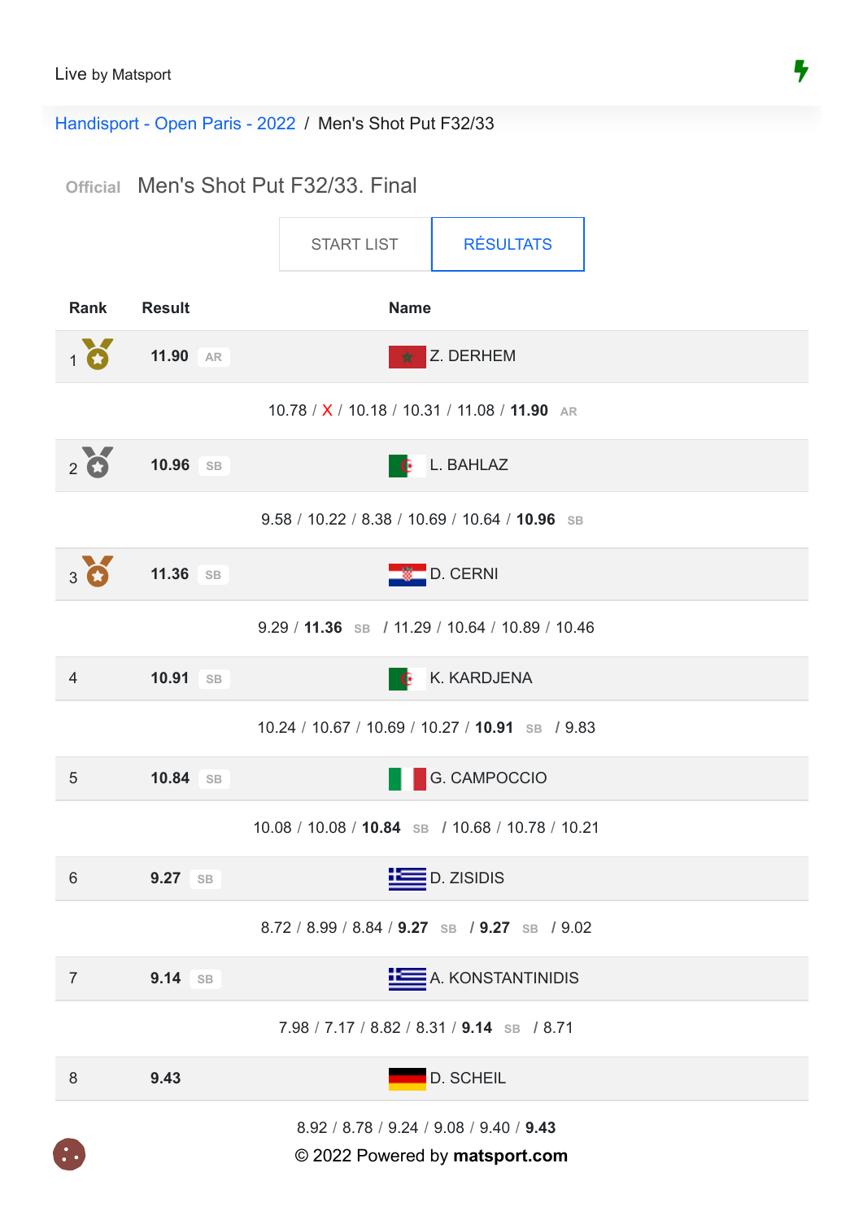Live by Matsport

Handisport - Open Paris - 2022 / Men's Shot Put F32/33

Official **Men's Shot Put F32/33. Final**

START LIST | RÉSULTATS

| Rank | Result | Name |
|---|---|---|
| 1 | **11.90** AR | Z. DERHEM |
| | 10.78 / X / 10.18 / 10.31 / 11.08 / **11.90** AR | |
| 2 | **10.96** SB | L. BAHLAZ |
| | 9.58 / 10.22 / 8.38 / 10.69 / 10.64 / **10.96** SB | |
| 3 | **11.36** SB | D. CERNI |
| | 9.29 / **11.36** SB / 11.29 / 10.64 / 10.89 / 10.46 | |
| 4 | **10.91** SB | K. KARDJENA |
| | 10.24 / 10.67 / 10.69 / 10.27 / **10.91** SB / 9.83 | |
| 5 | **10.84** SB | G. CAMPOCCIO |
| | 10.08 / 10.08 / **10.84** SB / 10.68 / 10.78 / 10.21 | |
| 6 | **9.27** SB | D. ZISIDIS |
| | 8.72 / 8.99 / 8.84 / **9.27** SB / **9.27** SB / 9.02 | |
| 7 | **9.14** SB | A. KONSTANTINIDIS |
| | 7.98 / 7.17 / 8.82 / 8.31 / **9.14** SB / 8.71 | |
| 8 | **9.43** | D. SCHEIL |
| | 8.92 / 8.78 / 9.24 / 9.08 / 9.40 / **9.43** | |

© 2022 Powered by **matsport.com**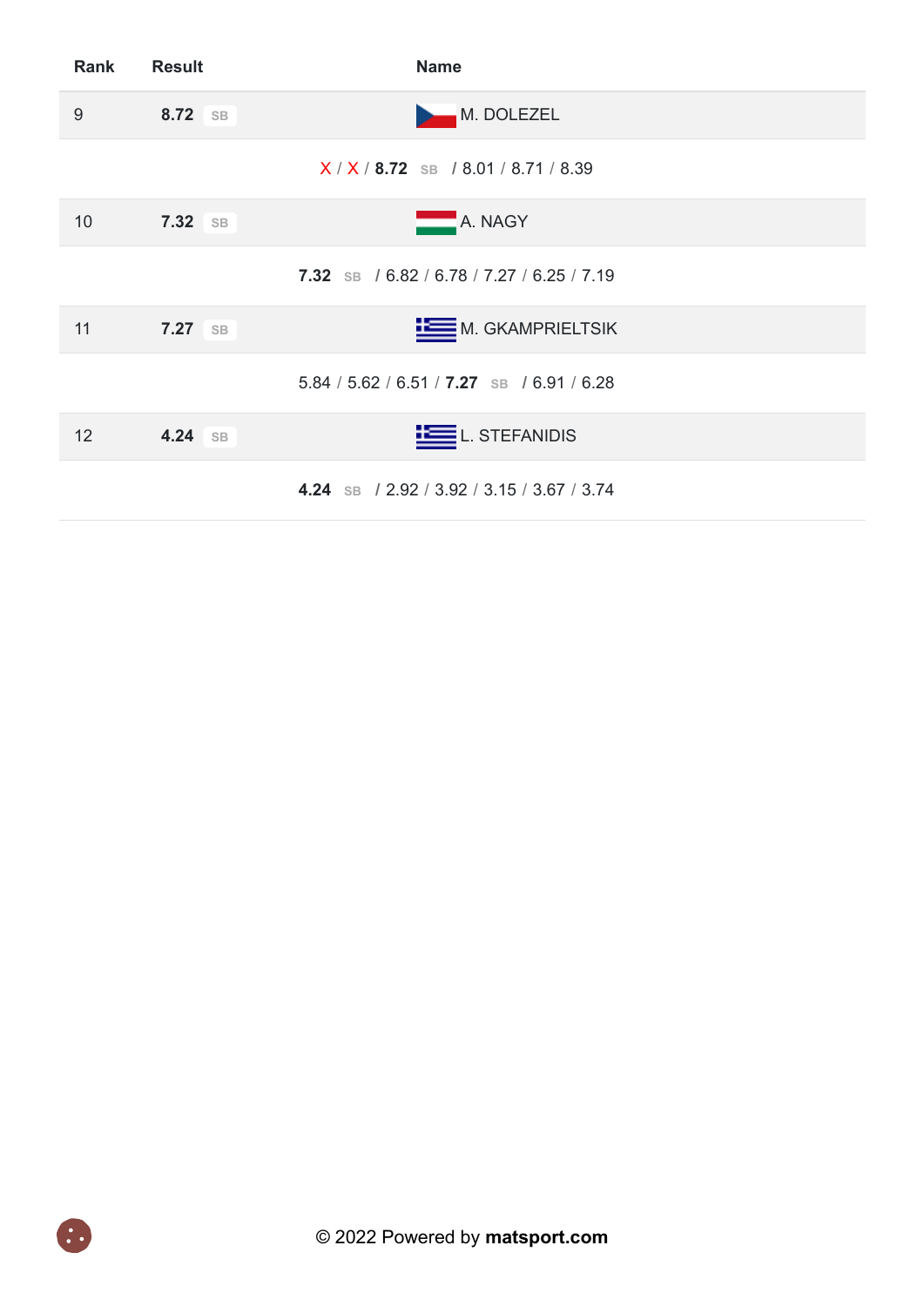| Rank | Result | Name |
|---|---|---|
| 9 | 8.72 SB | M. DOLEZEL |
| | X / X / **8.72** SB / 8.01 / 8.71 / 8.39 | |
| 10 | 7.32 SB | A. NAGY |
| | **7.32** SB / 6.82 / 6.78 / 7.27 / 6.25 / 7.19 | |
| 11 | 7.27 SB | M. GKAMPRIELTSIK |
| | 5.84 / 5.62 / 6.51 / **7.27** SB / 6.91 / 6.28 | |
| 12 | 4.24 SB | L. STEFANIDIS |
| | **4.24** SB / 2.92 / 3.92 / 3.15 / 3.67 / 3.74 | |

© 2022 Powered by **matsport.com**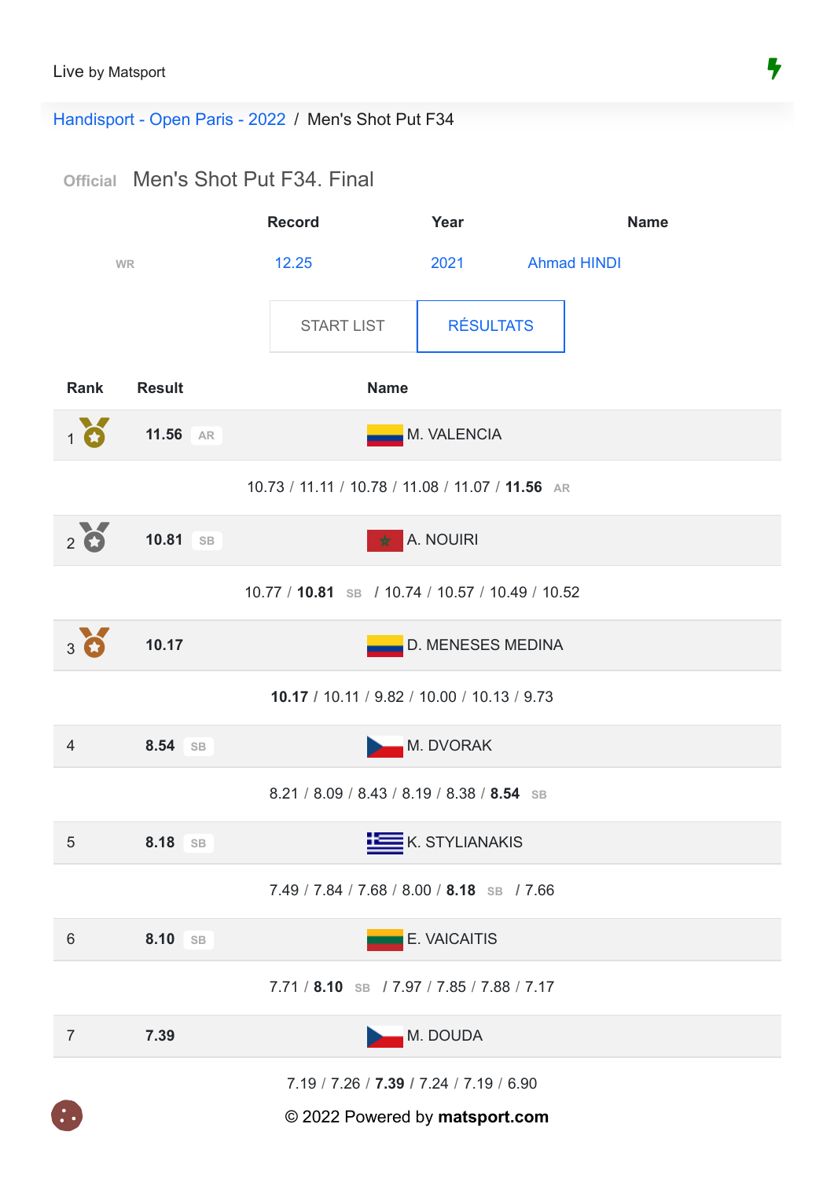Live by Matsport

Handisport - Open Paris - 2022 / Men's Shot Put F34

## Official Men's Shot Put F34. Final

| | Record | Year | Name |
|---|---|---|---|
| WR | 12.25 | 2021 | Ahmad HINDI |

START LIST | RÉSULTATS

| Rank | Result | Name |
|---|---|---|
| 1 | **11.56** AR | M. VALENCIA |
| | 10.73 / 11.11 / 10.78 / 11.08 / 11.07 / **11.56** AR | |
| 2 | **10.81** SB | A. NOUIRI |
| | 10.77 / **10.81** SB / 10.74 / 10.57 / 10.49 / 10.52 | |
| 3 | **10.17** | D. MENESES MEDINA |
| | **10.17** / 10.11 / 9.82 / 10.00 / 10.13 / 9.73 | |
| 4 | **8.54** SB | M. DVORAK |
| | 8.21 / 8.09 / 8.43 / 8.19 / 8.38 / **8.54** SB | |
| 5 | **8.18** SB | K. STYLIANAKIS |
| | 7.49 / 7.84 / 7.68 / 8.00 / **8.18** SB / 7.66 | |
| 6 | **8.10** SB | E. VAICAITIS |
| | 7.71 / **8.10** SB / 7.97 / 7.85 / 7.88 / 7.17 | |
| 7 | **7.39** | M. DOUDA |
| | 7.19 / 7.26 / **7.39** / 7.24 / 7.19 / 6.90 | |

© 2022 Powered by **matsport.com**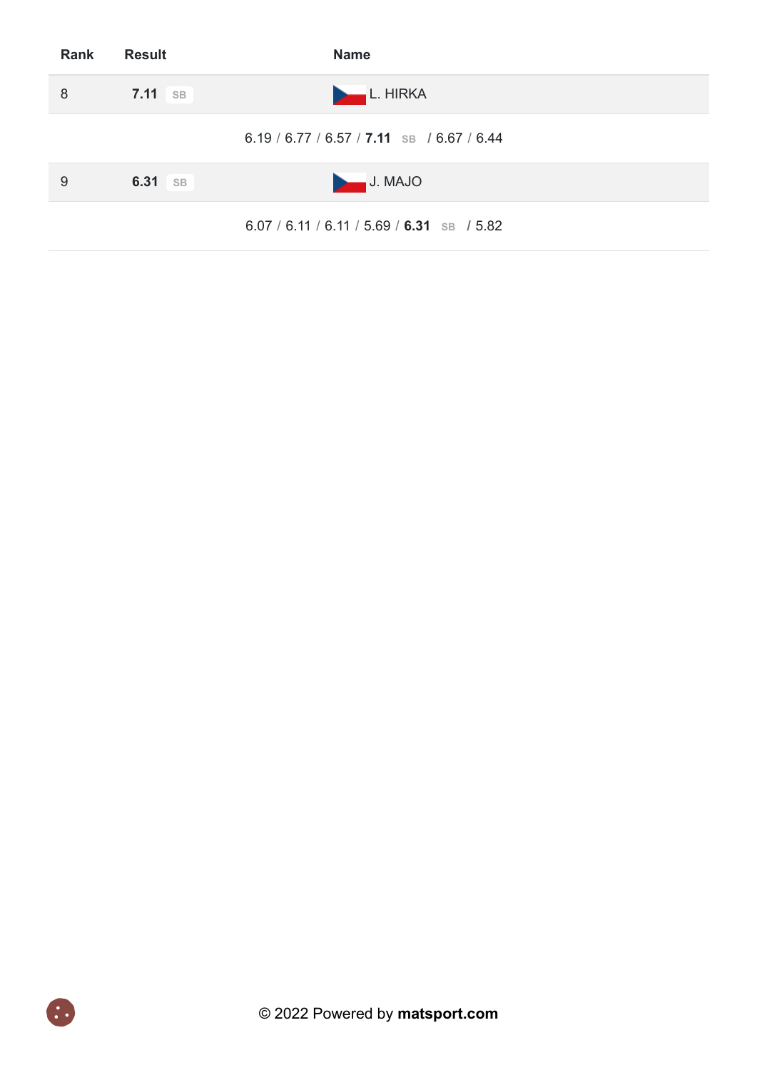| Rank | Result | Name |
|---|---|---|
| 8 | **7.11** SB | L. HIRKA |
| | 6.19 / 6.77 / 6.57 / **7.11** SB / 6.67 / 6.44 | |
| 9 | **6.31** SB | J. MAJO |
| | 6.07 / 6.11 / 6.11 / 5.69 / **6.31** SB / 5.82 | |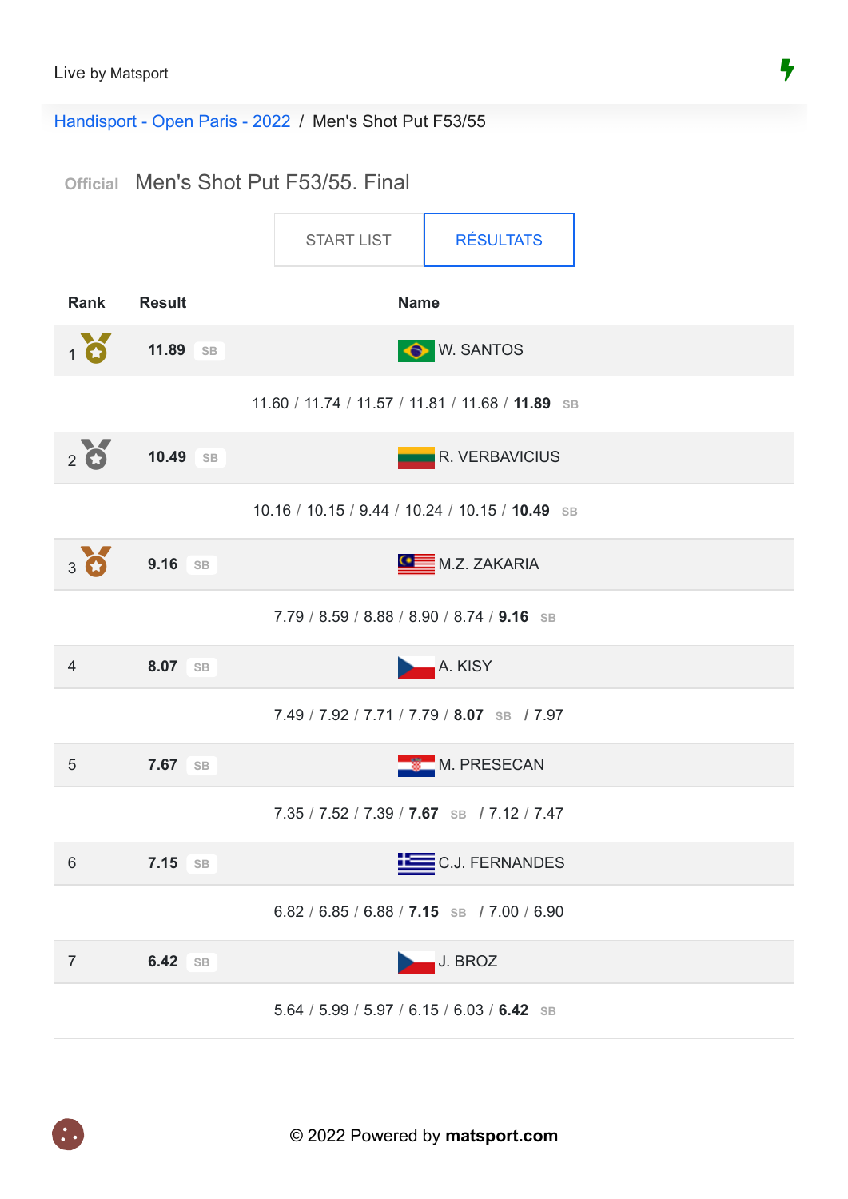Live by Matsport

Handisport - Open Paris - 2022 / Men's Shot Put F53/55

# Official Men's Shot Put F53/55. Final

START LIST | RÉSULTATS

| Rank | Result | Name |
|---|---|---|
| 1 | **11.89** SB | W. SANTOS |
| | 11.60 / 11.74 / 11.57 / 11.81 / 11.68 / **11.89** SB | |
| 2 | **10.49** SB | R. VERBAVICIUS |
| | 10.16 / 10.15 / 9.44 / 10.24 / 10.15 / **10.49** SB | |
| 3 | **9.16** SB | M.Z. ZAKARIA |
| | 7.79 / 8.59 / 8.88 / 8.90 / 8.74 / **9.16** SB | |
| 4 | **8.07** SB | A. KISY |
| | 7.49 / 7.92 / 7.71 / 7.79 / **8.07** SB / 7.97 | |
| 5 | **7.67** SB | M. PRESECAN |
| | 7.35 / 7.52 / 7.39 / **7.67** SB / 7.12 / 7.47 | |
| 6 | **7.15** SB | C.J. FERNANDES |
| | 6.82 / 6.85 / 6.88 / **7.15** SB / 7.00 / 6.90 | |
| 7 | **6.42** SB | J. BROZ |
| | 5.64 / 5.99 / 5.97 / 6.15 / 6.03 / **6.42** SB | |

© 2022 Powered by **matsport.com**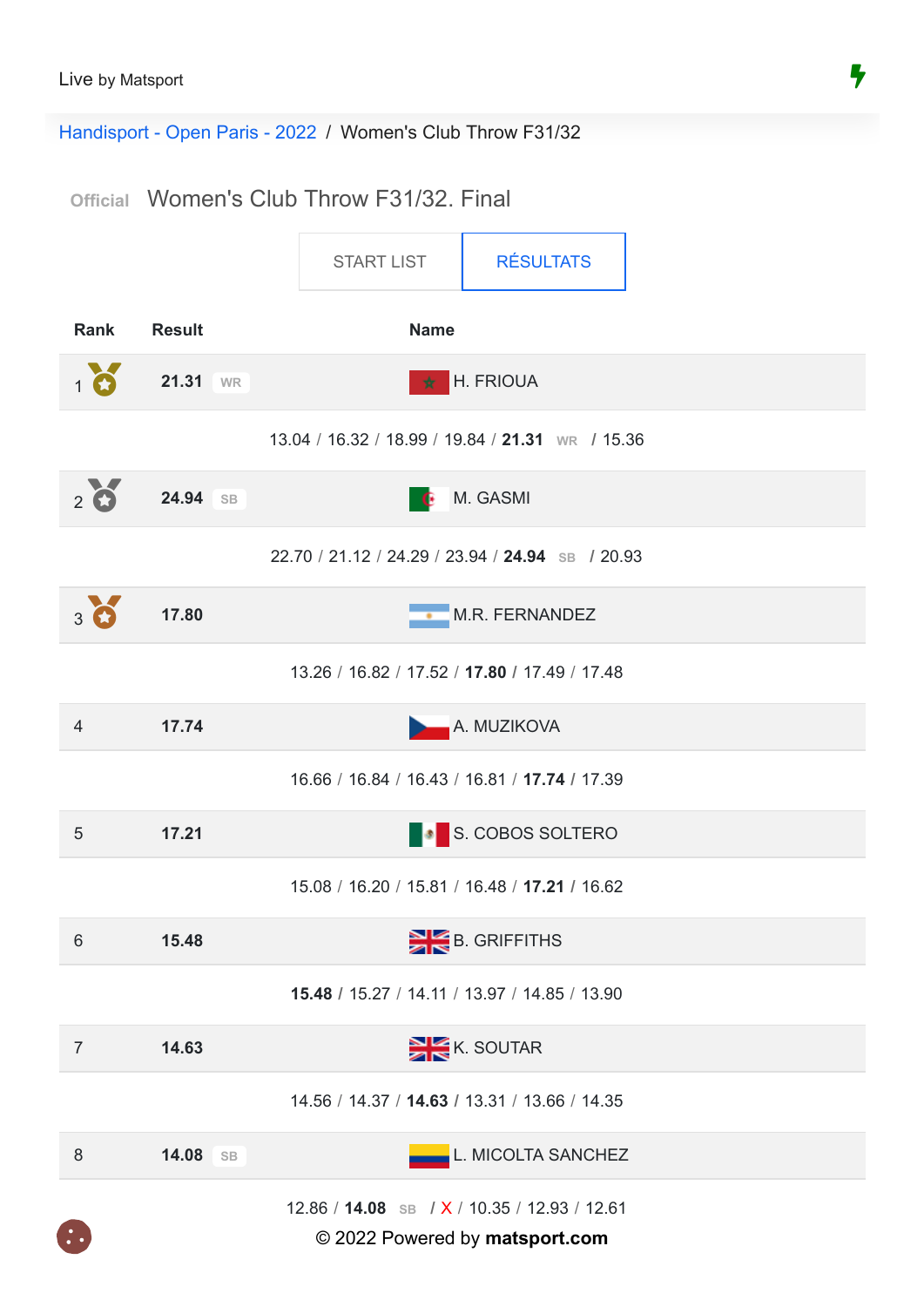Live by Matsport

Handisport - Open Paris - 2022 / Women's Club Throw F31/32

## Official Women's Club Throw F31/32. Final

START LIST | RÉSULTATS

| Rank | Result | Name |
|---|---|---|
| 1 | **21.31** WR | H. FRIOUA |
| | 13.04 / 16.32 / 18.99 / 19.84 / **21.31** WR / 15.36 | |
| 2 | **24.94** SB | M. GASMI |
| | 22.70 / 21.12 / 24.29 / 23.94 / **24.94** SB / 20.93 | |
| 3 | **17.80** | M.R. FERNANDEZ |
| | 13.26 / 16.82 / 17.52 / **17.80** / 17.49 / 17.48 | |
| 4 | **17.74** | A. MUZIKOVA |
| | 16.66 / 16.84 / 16.43 / 16.81 / **17.74** / 17.39 | |
| 5 | **17.21** | S. COBOS SOLTERO |
| | 15.08 / 16.20 / 15.81 / 16.48 / **17.21** / 16.62 | |
| 6 | **15.48** | B. GRIFFITHS |
| | **15.48** / 15.27 / 14.11 / 13.97 / 14.85 / 13.90 | |
| 7 | **14.63** | K. SOUTAR |
| | 14.56 / 14.37 / **14.63** / 13.31 / 13.66 / 14.35 | |
| 8 | **14.08** SB | L. MICOLTA SANCHEZ |
| | 12.86 / **14.08** SB / X / 10.35 / 12.93 / 12.61 | |

© 2022 Powered by **matsport.com**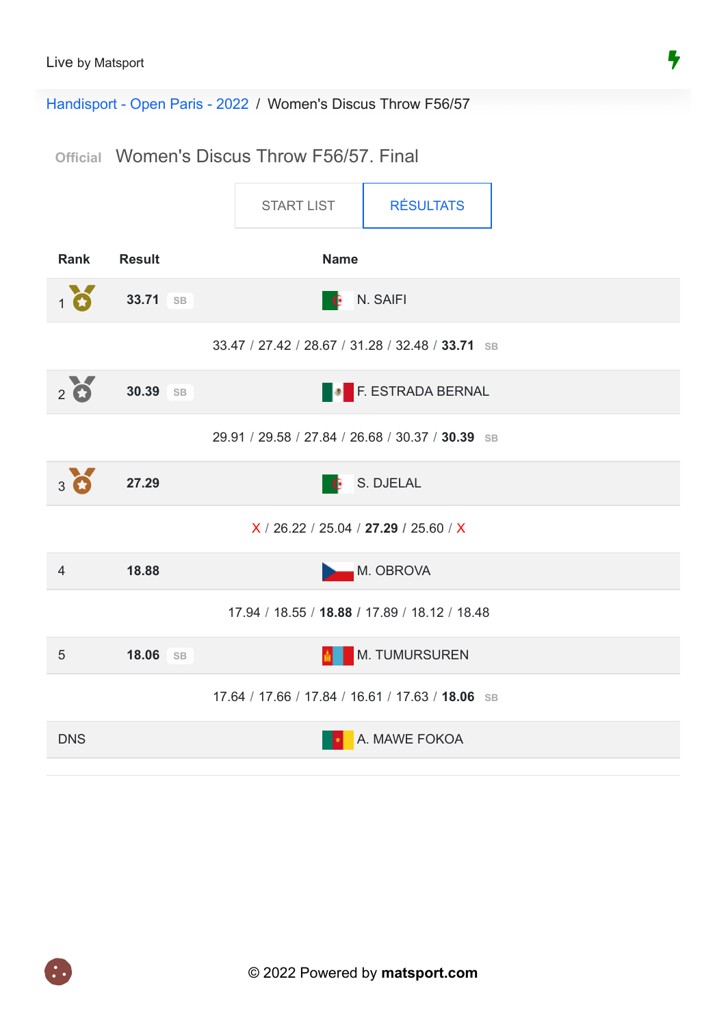Live by Matsport

Handisport - Open Paris - 2022 / Women's Discus Throw F56/57

## Official Women's Discus Throw F56/57. Final

START LIST | RÉSULTATS

| Rank | Result | Name |
|---|---|---|
| 1 | **33.71** SB | N. SAIFI |
| | 33.47 / 27.42 / 28.67 / 31.28 / 32.48 / **33.71** SB | |
| 2 | **30.39** SB | F. ESTRADA BERNAL |
| | 29.91 / 29.58 / 27.84 / 26.68 / 30.37 / **30.39** SB | |
| 3 | **27.29** | S. DJELAL |
| | X / 26.22 / 25.04 / **27.29** / 25.60 / X | |
| 4 | **18.88** | M. OBROVA |
| | 17.94 / 18.55 / **18.88** / 17.89 / 18.12 / 18.48 | |
| 5 | **18.06** SB | M. TUMURSUREN |
| | 17.64 / 17.66 / 17.84 / 16.61 / 17.63 / **18.06** SB | |
| DNS | | A. MAWE FOKOA |

© 2022 Powered by **matsport.com**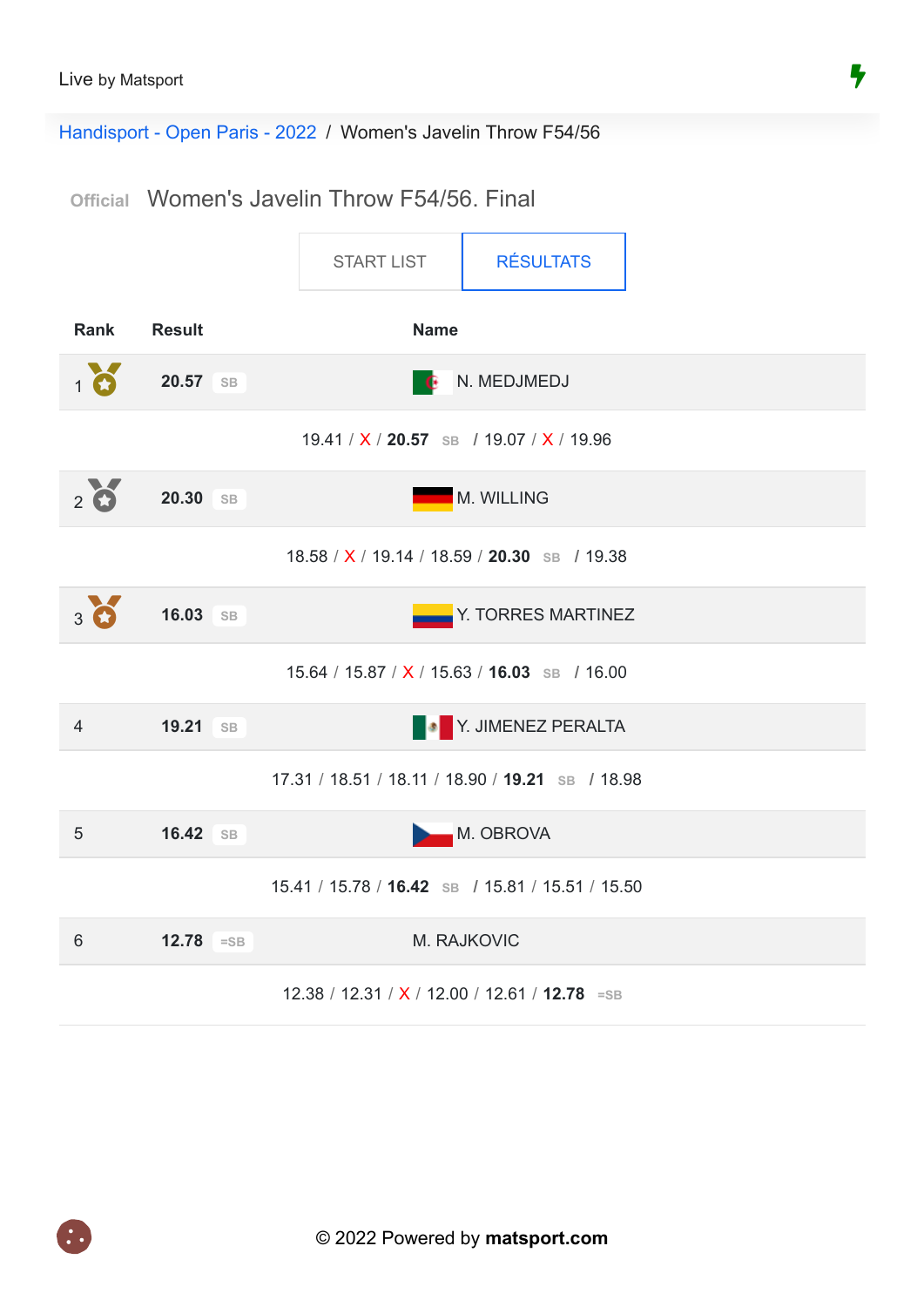Live by Matsport

Handisport - Open Paris - 2022 / Women's Javelin Throw F54/56

## Official Women's Javelin Throw F54/56. Final

START LIST | RÉSULTATS

| Rank | Result | Name |
|---|---|---|
| 1 | 20.57 SB | N. MEDJMEDJ |
| | 19.41 / X / **20.57** SB / 19.07 / X / 19.96 | |
| 2 | 20.30 SB | M. WILLING |
| | 18.58 / X / 19.14 / 18.59 / **20.30** SB / 19.38 | |
| 3 | 16.03 SB | Y. TORRES MARTINEZ |
| | 15.64 / 15.87 / X / 15.63 / **16.03** SB / 16.00 | |
| 4 | 19.21 SB | Y. JIMENEZ PERALTA |
| | 17.31 / 18.51 / 18.11 / 18.90 / **19.21** SB / 18.98 | |
| 5 | 16.42 SB | M. OBROVA |
| | 15.41 / 15.78 / **16.42** SB / 15.81 / 15.51 / 15.50 | |
| 6 | 12.78 =SB | M. RAJKOVIC |
| | 12.38 / 12.31 / X / 12.00 / 12.61 / **12.78** =SB | |

© 2022 Powered by **matsport.com**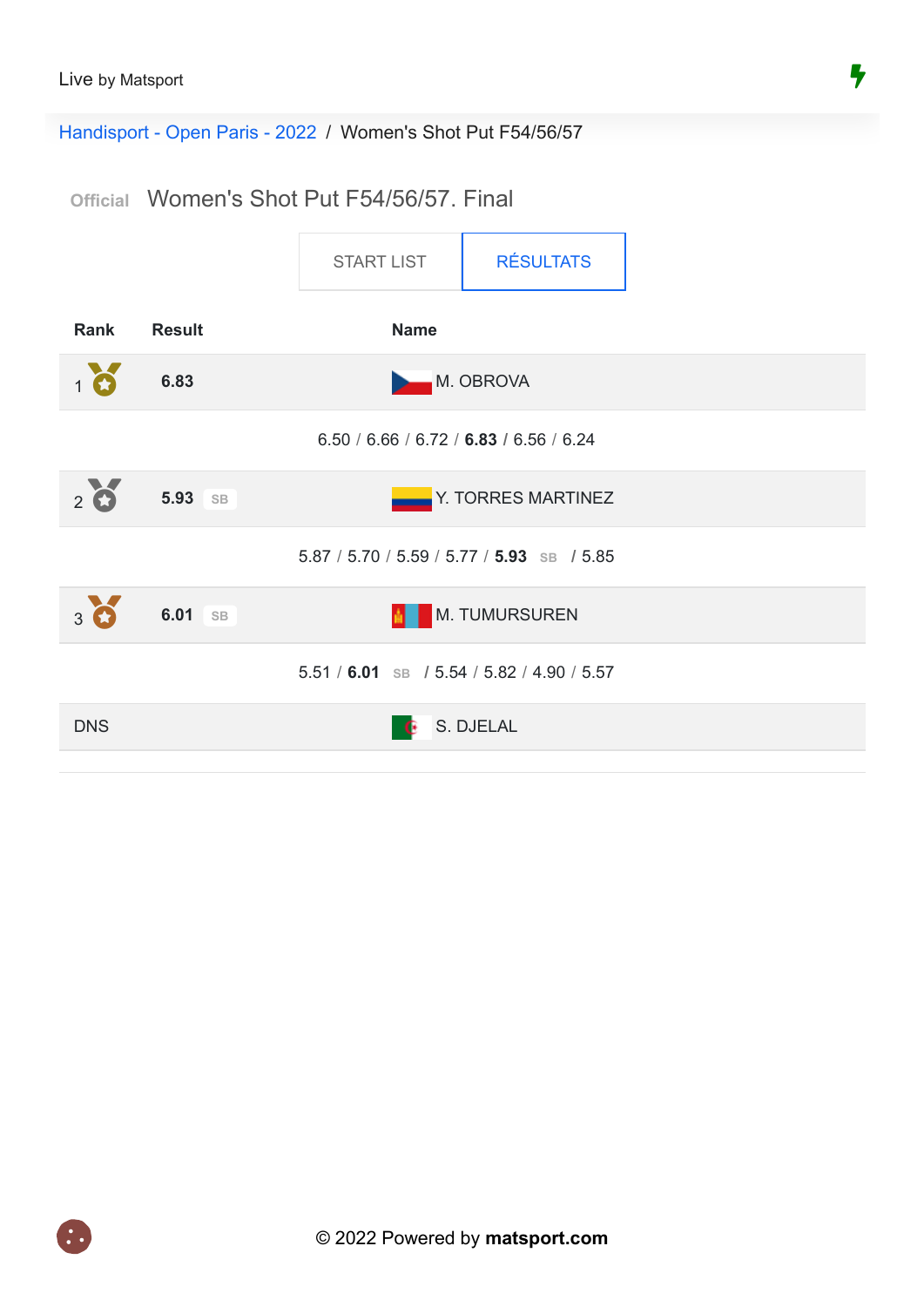Live by Matsport

Handisport - Open Paris - 2022 / Women's Shot Put F54/56/57

# Official Women's Shot Put F54/56/57. Final

START LIST | RÉSULTATS

| Rank | Result | Name |
|---|---|---|
| 1 | **6.83** | M. OBROVA |
| | 6.50 / 6.66 / 6.72 / **6.83** / 6.56 / 6.24 | |
| 2 | **5.93** SB | Y. TORRES MARTINEZ |
| | 5.87 / 5.70 / 5.59 / 5.77 / **5.93** SB / 5.85 | |
| 3 | **6.01** SB | M. TUMURSUREN |
| | 5.51 / **6.01** SB / 5.54 / 5.82 / 4.90 / 5.57 | |
| DNS | | S. DJELAL |

© 2022 Powered by **matsport.com**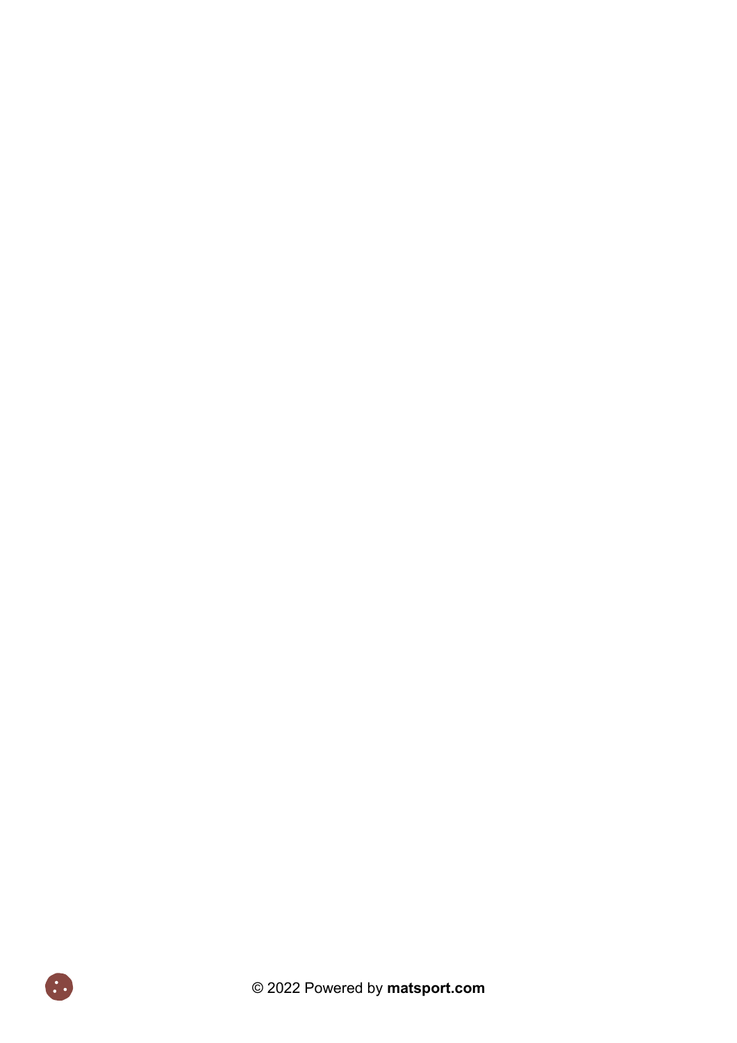© 2022 Powered by **matsport.com**